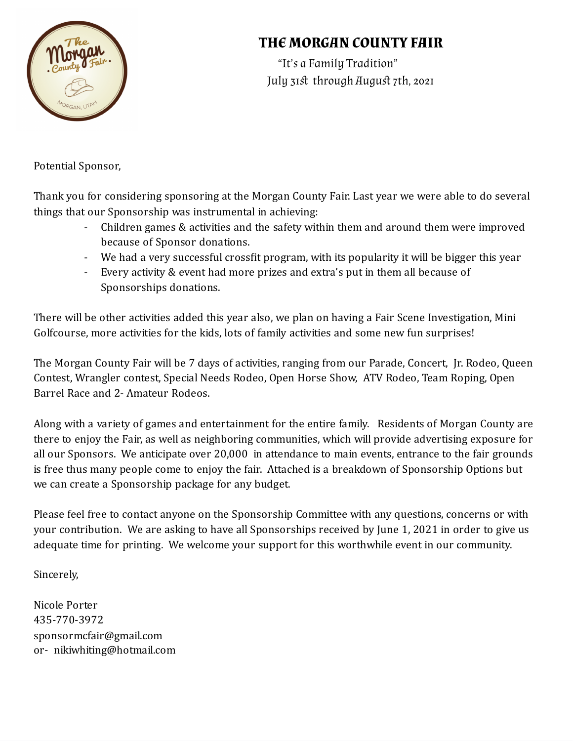# THE MORGAN COUNTY FAIR

"It's a Family Tradition"
July 31st through August 7th, 2021

Potential Sponsor,

Thank you for considering sponsoring at the Morgan County Fair. Last year we were able to do several things that our Sponsorship was instrumental in achieving:

- Children games & activities and the safety within them and around them were improved because of Sponsor donations.
- We had a very successful crossfit program, with its popularity it will be bigger this year
- Every activity & event had more prizes and extra's put in them all because of Sponsorships donations.

There will be other activities added this year also, we plan on having a Fair Scene Investigation, Mini Golfcourse, more activities for the kids, lots of family activities and some new fun surprises!

The Morgan County Fair will be 7 days of activities, ranging from our Parade, Concert, Jr. Rodeo, Queen Contest, Wrangler contest, Special Needs Rodeo, Open Horse Show, ATV Rodeo, Team Roping, Open Barrel Race and 2- Amateur Rodeos.

Along with a variety of games and entertainment for the entire family. Residents of Morgan County are there to enjoy the Fair, as well as neighboring communities, which will provide advertising exposure for all our Sponsors. We anticipate over 20,000 in attendance to main events, entrance to the fair grounds is free thus many people come to enjoy the fair. Attached is a breakdown of Sponsorship Options but we can create a Sponsorship package for any budget.

Please feel free to contact anyone on the Sponsorship Committee with any questions, concerns or with your contribution. We are asking to have all Sponsorships received by June 1, 2021 in order to give us adequate time for printing. We welcome your support for this worthwhile event in our community.

Sincerely,

Nicole Porter
435-770-3972
sponsormcfair@gmail.com
or- nikiwhiting@hotmail.com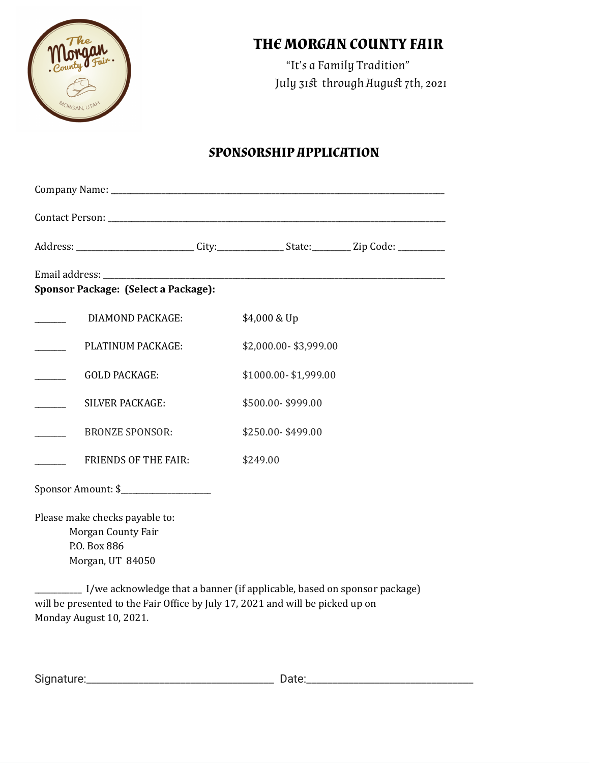# THE MORGAN COUNTY FAIR

"It's a Family Tradition"
July 31st through August 7th, 2021

## SPONSORSHIP APPLICATION

Company Name: ___________________________________________________________________________

Contact Person: __________________________________________________________________________

Address: ___________________________ City:_______________ State:_________ Zip Code: ___________

Email address: ____________________________________________________________________________

**Sponsor Package: (Select a Package):**

| | | |
|---|---|---|
| ________ | DIAMOND PACKAGE: | $4,000 & Up |
| ________ | PLATINUM PACKAGE: | $2,000.00- $3,999.00 |
| ________ | GOLD PACKAGE: | $1000.00- $1,999.00 |
| ________ | SILVER PACKAGE: | $500.00- $999.00 |
| ________ | BRONZE SPONSOR: | $250.00- $499.00 |
| ________ | FRIENDS OF THE FAIR: | $249.00 |

Sponsor Amount: $_____________________

Please make checks payable to:
Morgan County Fair
P.O. Box 886
Morgan, UT 84050

___________ I/we acknowledge that a banner (if applicable, based on sponsor package) will be presented to the Fair Office by July 17, 2021 and will be picked up on Monday August 10, 2021.

Signature:___________________________________ Date:_______________________________